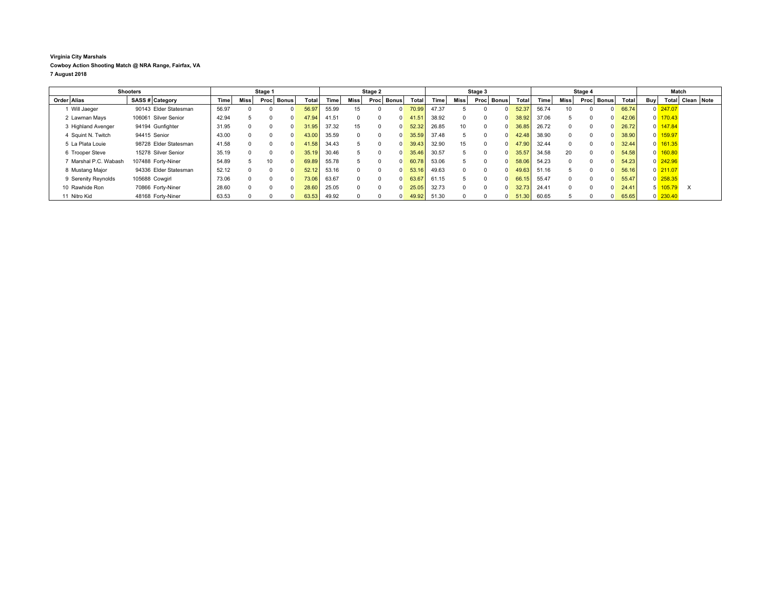**Virginia City Marshals**

**Cowboy Action Shooting Match @ NRA Range, Fairfax, VA**

**7 August 2018**

| Shooters | | | | Stage 1 | | | | | Stage 2 | | | | | Stage 3 | | | | | Stage 4 | | | | | Match | | | |
|---|---|---|---|---|---|---|---|---|---|---|---|---|---|---|---|---|---|---|---|---|---|---|---|---|---|---|---|
| Order | Alias | SASS # | Category | Time | Miss | Proc | Bonus | Total | Time | Miss | Proc | Bonus | Total | Time | Miss | Proc | Bonus | Total | Time | Miss | Proc | Bonus | Total | Buy | Total | Clean | Note |
| 1 | Will Jaeger | 90143 | Elder Statesman | 56.97 | 0 | 0 | 0 | 56.97 | 55.99 | 15 | 0 | 0 | 70.99 | 47.37 | 5 | 0 | 0 | 52.37 | 56.74 | 10 | 0 | 0 | 66.74 | 0 | 247.07 | | |
| 2 | Lawman Mays | 106061 | Silver Senior | 42.94 | 5 | 0 | 0 | 47.94 | 41.51 | 0 | 0 | 0 | 41.51 | 38.92 | 0 | 0 | 0 | 38.92 | 37.06 | 5 | 0 | 0 | 42.06 | 0 | 170.43 | | |
| 3 | Highland Avenger | 94194 | Gunfighter | 31.95 | 0 | 0 | 0 | 31.95 | 37.32 | 15 | 0 | 0 | 52.32 | 26.85 | 10 | 0 | 0 | 36.85 | 26.72 | 0 | 0 | 0 | 26.72 | 0 | 147.84 | | |
| 4 | Squint N. Twitch | 94415 | Senior | 43.00 | 0 | 0 | 0 | 43.00 | 35.59 | 0 | 0 | 0 | 35.59 | 37.48 | 5 | 0 | 0 | 42.48 | 38.90 | 0 | 0 | 0 | 38.90 | 0 | 159.97 | | |
| 5 | La Plata Louie | 98728 | Elder Statesman | 41.58 | 0 | 0 | 0 | 41.58 | 34.43 | 5 | 0 | 0 | 39.43 | 32.90 | 15 | 0 | 0 | 47.90 | 32.44 | 0 | 0 | 0 | 32.44 | 0 | 161.35 | | |
| 6 | Trooper Steve | 15278 | Silver Senior | 35.19 | 0 | 0 | 0 | 35.19 | 30.46 | 5 | 0 | 0 | 35.46 | 30.57 | 5 | 0 | 0 | 35.57 | 34.58 | 20 | 0 | 0 | 54.58 | 0 | 160.80 | | |
| 7 | Marshal P.C. Wabash | 107488 | Forty-Niner | 54.89 | 5 | 10 | 0 | 69.89 | 55.78 | 5 | 0 | 0 | 60.78 | 53.06 | 5 | 0 | 0 | 58.06 | 54.23 | 0 | 0 | 0 | 54.23 | 0 | 242.96 | | |
| 8 | Mustang Major | 94336 | Elder Statesman | 52.12 | 0 | 0 | 0 | 52.12 | 53.16 | 0 | 0 | 0 | 53.16 | 49.63 | 0 | 0 | 0 | 49.63 | 51.16 | 5 | 0 | 0 | 56.16 | 0 | 211.07 | | |
| 9 | Serenity Reynolds | 105688 | Cowgirl | 73.06 | 0 | 0 | 0 | 73.06 | 63.67 | 0 | 0 | 0 | 63.67 | 61.15 | 5 | 0 | 0 | 66.15 | 55.47 | 0 | 0 | 0 | 55.47 | 0 | 258.35 | | |
| 10 | Rawhide Ron | 70866 | Forty-Niner | 28.60 | 0 | 0 | 0 | 28.60 | 25.05 | 0 | 0 | 0 | 25.05 | 32.73 | 0 | 0 | 0 | 32.73 | 24.41 | 0 | 0 | 0 | 24.41 | 5 | 105.79 | X | |
| 11 | Nitro Kid | 48168 | Forty-Niner | 63.53 | 0 | 0 | 0 | 63.53 | 49.92 | 0 | 0 | 0 | 49.92 | 51.30 | 0 | 0 | 0 | 51.30 | 60.65 | 5 | 0 | 0 | 65.65 | 0 | 230.40 | | |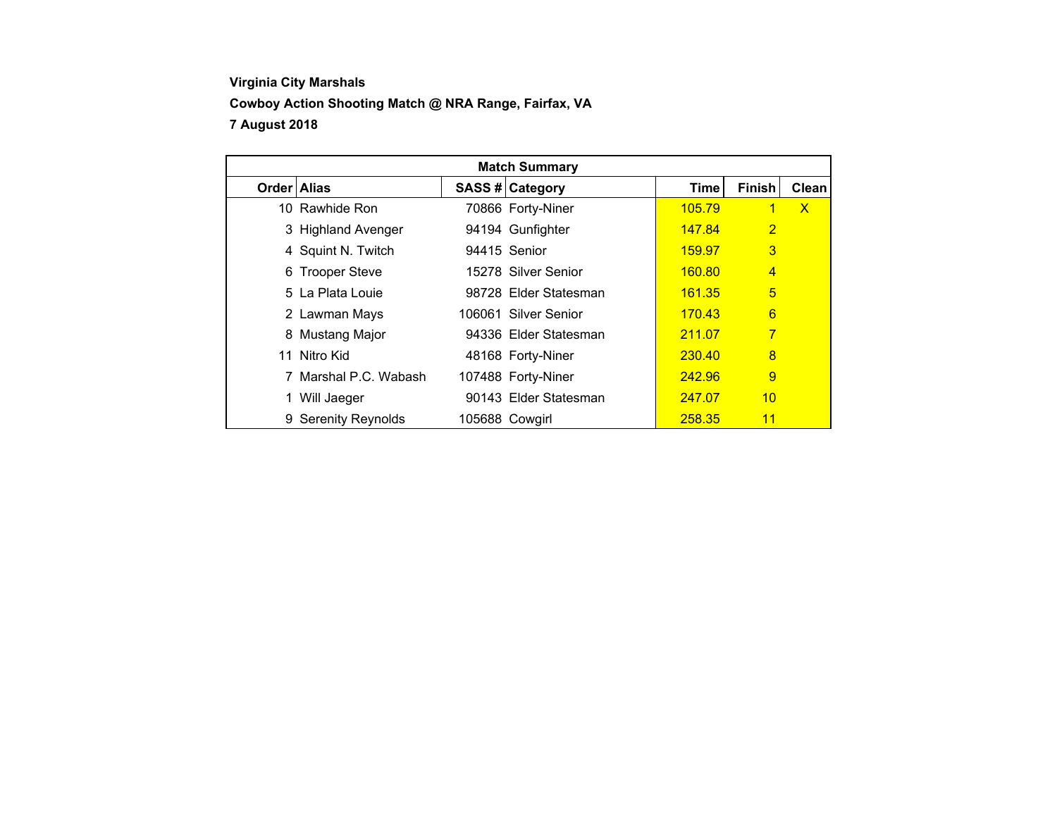**Virginia City Marshals**

**Cowboy Action Shooting Match @ NRA Range, Fairfax, VA**

**7 August 2018**

| Match Summary | | | | | | |
|---|---|---|---|---|---|---|
| **Order** | **Alias** | **SASS #** | **Category** | **Time** | **Finish** | **Clean** |
| 10 | Rawhide Ron | 70866 | Forty-Niner | 105.79 | 1 | X |
| 3 | Highland Avenger | 94194 | Gunfighter | 147.84 | 2 | |
| 4 | Squint N. Twitch | 94415 | Senior | 159.97 | 3 | |
| 6 | Trooper Steve | 15278 | Silver Senior | 160.80 | 4 | |
| 5 | La Plata Louie | 98728 | Elder Statesman | 161.35 | 5 | |
| 2 | Lawman Mays | 106061 | Silver Senior | 170.43 | 6 | |
| 8 | Mustang Major | 94336 | Elder Statesman | 211.07 | 7 | |
| 11 | Nitro Kid | 48168 | Forty-Niner | 230.40 | 8 | |
| 7 | Marshal P.C. Wabash | 107488 | Forty-Niner | 242.96 | 9 | |
| 1 | Will Jaeger | 90143 | Elder Statesman | 247.07 | 10 | |
| 9 | Serenity Reynolds | 105688 | Cowgirl | 258.35 | 11 | |